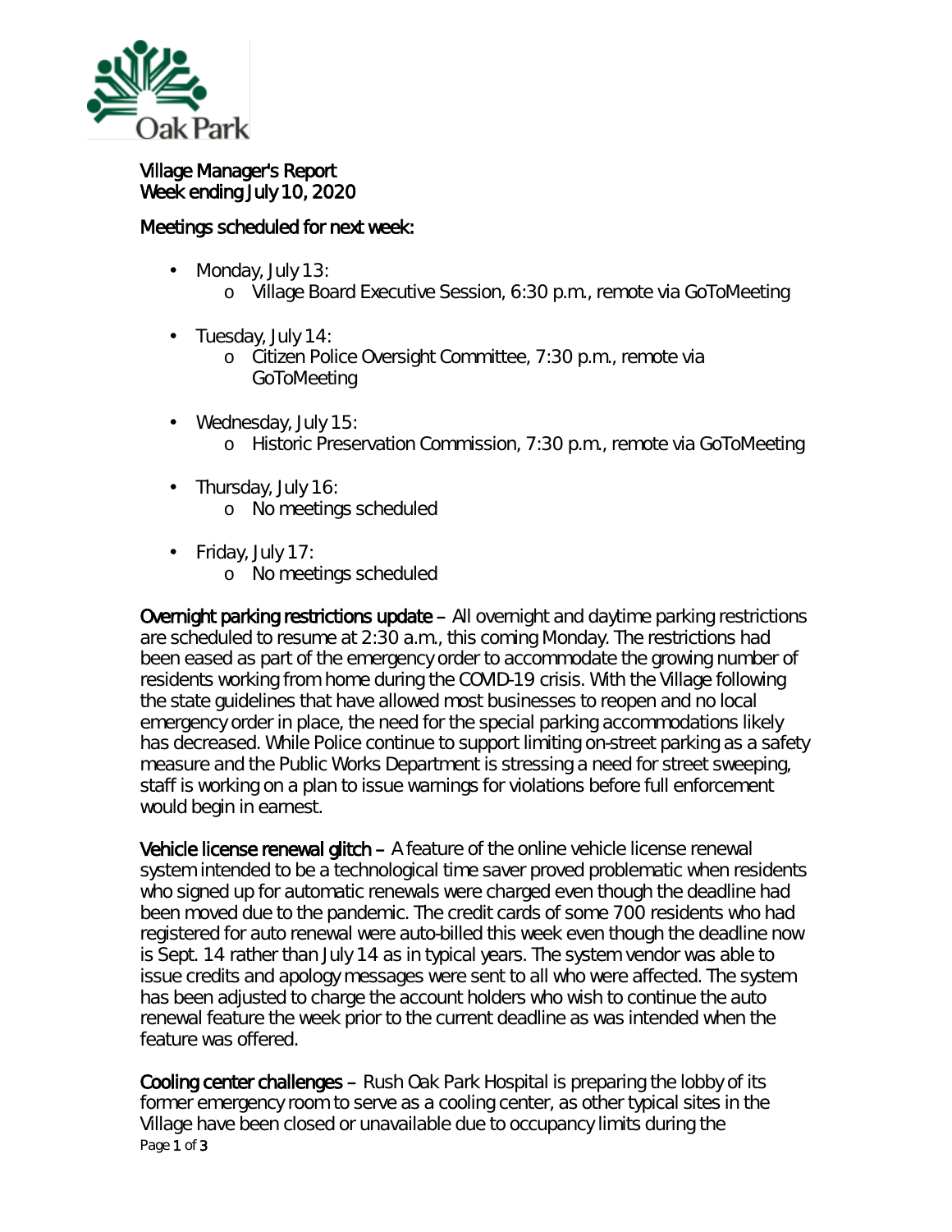Oak Park

Village Manager's Report
Week ending July 10, 2020

Meetings scheduled for next week:

- Monday, July 13:
  - Village Board Executive Session, 6:30 p.m., remote via GoToMeeting
- Tuesday, July 14:
  - Citizen Police Oversight Committee, 7:30 p.m., remote via GoToMeeting
- Wednesday, July 15:
  - Historic Preservation Commission, 7:30 p.m., remote via GoToMeeting
- Thursday, July 16:
  - No meetings scheduled
- Friday, July 17:
  - No meetings scheduled

Overnight parking restrictions update – All overnight and daytime parking restrictions are scheduled to resume at 2:30 a.m., this coming Monday. The restrictions had been eased as part of the emergency order to accommodate the growing number of residents working from home during the COVID-19 crisis. With the Village following the state guidelines that have allowed most businesses to reopen and no local emergency order in place, the need for the special parking accommodations likely has decreased. While Police continue to support limiting on-street parking as a safety measure and the Public Works Department is stressing a need for street sweeping, staff is working on a plan to issue warnings for violations before full enforcement would begin in earnest.

Vehicle license renewal glitch – A feature of the online vehicle license renewal system intended to be a technological time saver proved problematic when residents who signed up for automatic renewals were charged even though the deadline had been moved due to the pandemic. The credit cards of some 700 residents who had registered for auto renewal were auto-billed this week even though the deadline now is Sept. 14 rather than July 14 as in typical years. The system vendor was able to issue credits and apology messages were sent to all who were affected. The system has been adjusted to charge the account holders who wish to continue the auto renewal feature the week prior to the current deadline as was intended when the feature was offered.

Cooling center challenges – Rush Oak Park Hospital is preparing the lobby of its former emergency room to serve as a cooling center, as other typical sites in the Village have been closed or unavailable due to occupancy limits during the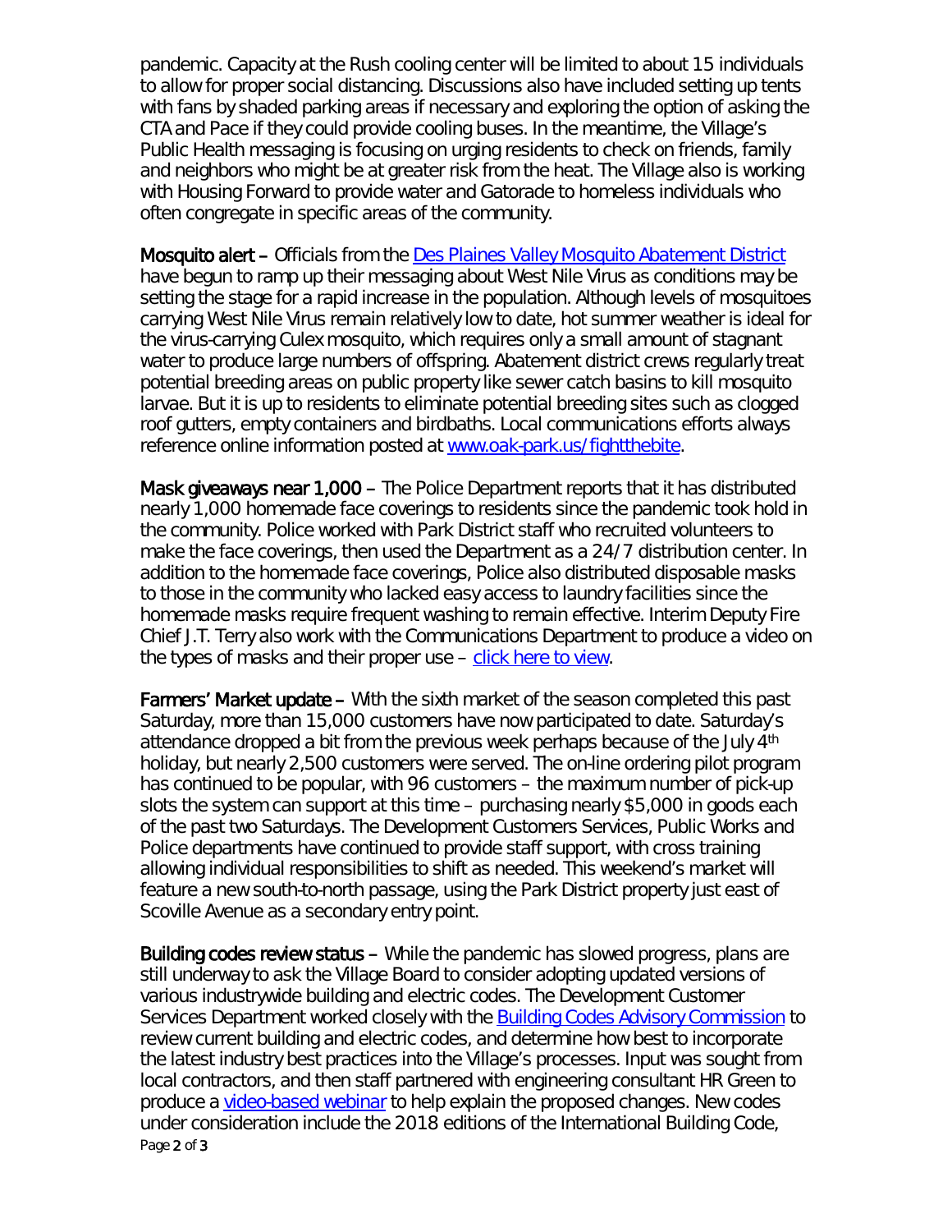pandemic. Capacity at the Rush cooling center will be limited to about 15 individuals to allow for proper social distancing. Discussions also have included setting up tents with fans by shaded parking areas if necessary and exploring the option of asking the CTA and Pace if they could provide cooling buses. In the meantime, the Village's Public Health messaging is focusing on urging residents to check on friends, family and neighbors who might be at greater risk from the heat. The Village also is working with Housing Forward to provide water and Gatorade to homeless individuals who often congregate in specific areas of the community.

**Mosquito alert –** Officials from the [Des Plaines Valley Mosquito Abatement District] have begun to ramp up their messaging about West Nile Virus as conditions may be setting the stage for a rapid increase in the population. Although levels of mosquitoes carrying West Nile Virus remain relatively low to date, hot summer weather is ideal for the virus-carrying Culex mosquito, which requires only a small amount of stagnant water to produce large numbers of offspring. Abatement district crews regularly treat potential breeding areas on public property like sewer catch basins to kill mosquito larvae. But it is up to residents to eliminate potential breeding sites such as clogged roof gutters, empty containers and birdbaths. Local communications efforts always reference online information posted at www.oak-park.us/fightthebite.

**Mask giveaways near 1,000 –** The Police Department reports that it has distributed nearly 1,000 homemade face coverings to residents since the pandemic took hold in the community. Police worked with Park District staff who recruited volunteers to make the face coverings, then used the Department as a 24/7 distribution center. In addition to the homemade face coverings, Police also distributed disposable masks to those in the community who lacked easy access to laundry facilities since the homemade masks require frequent washing to remain effective. Interim Deputy Fire Chief J.T. Terry also work with the Communications Department to produce a video on the types of masks and their proper use – click here to view.

**Farmers' Market update –** With the sixth market of the season completed this past Saturday, more than 15,000 customers have now participated to date. Saturday's attendance dropped a bit from the previous week perhaps because of the July 4th holiday, but nearly 2,500 customers were served. The on-line ordering pilot program has continued to be popular, with 96 customers – the maximum number of pick-up slots the system can support at this time – purchasing nearly $5,000 in goods each of the past two Saturdays. The Development Customers Services, Public Works and Police departments have continued to provide staff support, with cross training allowing individual responsibilities to shift as needed. This weekend's market will feature a new south-to-north passage, using the Park District property just east of Scoville Avenue as a secondary entry point.

**Building codes review status –** While the pandemic has slowed progress, plans are still underway to ask the Village Board to consider adopting updated versions of various industrywide building and electric codes. The Development Customer Services Department worked closely with the Building Codes Advisory Commission to review current building and electric codes, and determine how best to incorporate the latest industry best practices into the Village's processes. Input was sought from local contractors, and then staff partnered with engineering consultant HR Green to produce a video-based webinar to help explain the proposed changes. New codes under consideration include the 2018 editions of the International Building Code,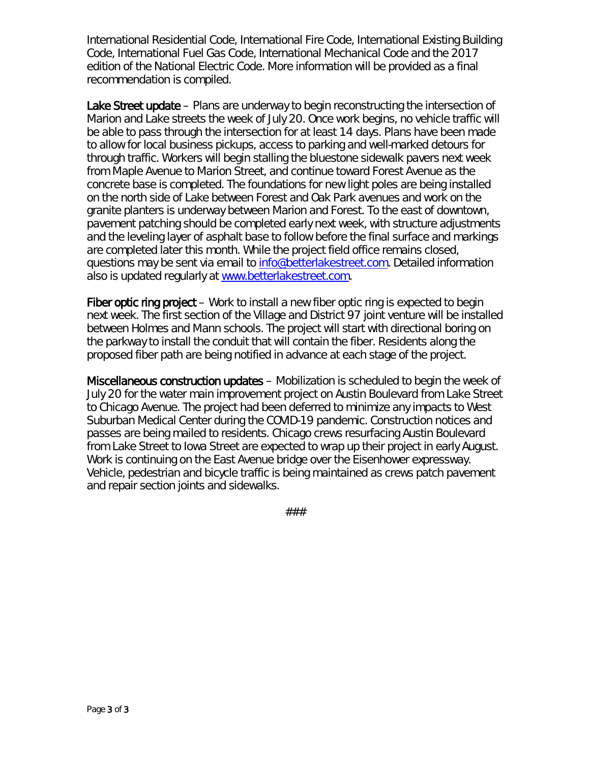International Residential Code, International Fire Code, International Existing Building Code, International Fuel Gas Code, International Mechanical Code and the 2017 edition of the National Electric Code. More information will be provided as a final recommendation is compiled.

Lake Street update – Plans are underway to begin reconstructing the intersection of Marion and Lake streets the week of July 20. Once work begins, no vehicle traffic will be able to pass through the intersection for at least 14 days. Plans have been made to allow for local business pickups, access to parking and well-marked detours for through traffic. Workers will begin stalling the bluestone sidewalk pavers next week from Maple Avenue to Marion Street, and continue toward Forest Avenue as the concrete base is completed. The foundations for new light poles are being installed on the north side of Lake between Forest and Oak Park avenues and work on the granite planters is underway between Marion and Forest. To the east of downtown, pavement patching should be completed early next week, with structure adjustments and the leveling layer of asphalt base to follow before the final surface and markings are completed later this month. While the project field office remains closed, questions may be sent via email to [info@betterlakestreet.com](mailto:info@betterlakestreet.com). Detailed information also is updated regularly at [www.betterlakestreet.com](http://www.betterlakestreet.com).

Fiber optic ring project – Work to install a new fiber optic ring is expected to begin next week. The first section of the Village and District 97 joint venture will be installed between Holmes and Mann schools. The project will start with directional boring on the parkway to install the conduit that will contain the fiber. Residents along the proposed fiber path are being notified in advance at each stage of the project.

Miscellaneous construction updates – Mobilization is scheduled to begin the week of July 20 for the water main improvement project on Austin Boulevard from Lake Street to Chicago Avenue. The project had been deferred to minimize any impacts to West Suburban Medical Center during the COVID-19 pandemic. Construction notices and passes are being mailed to residents. Chicago crews resurfacing Austin Boulevard from Lake Street to Iowa Street are expected to wrap up their project in early August. Work is continuing on the East Avenue bridge over the Eisenhower expressway. Vehicle, pedestrian and bicycle traffic is being maintained as crews patch pavement and repair section joints and sidewalks.

###